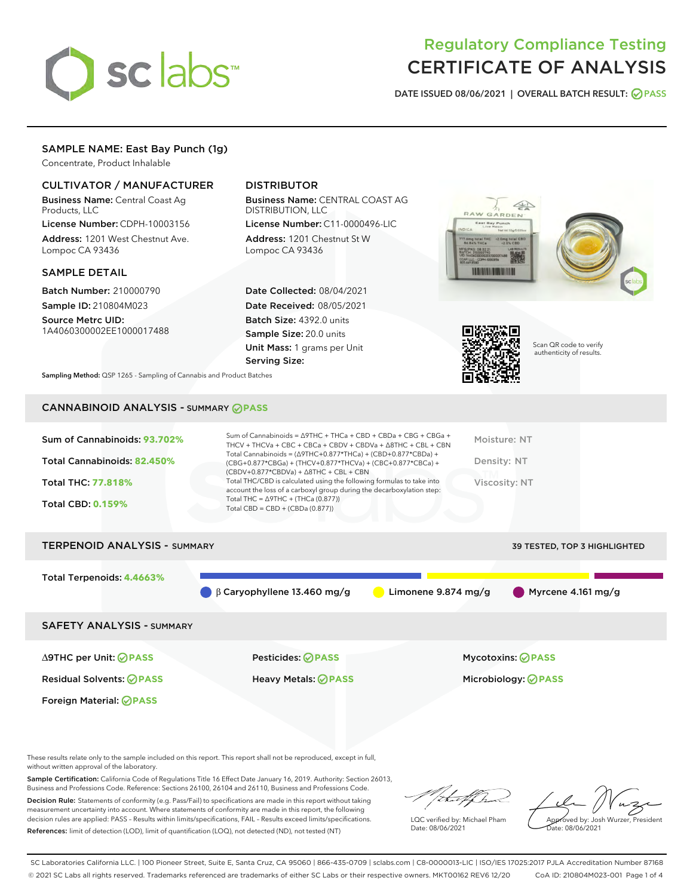# Regulatory Compliance Testing
# CERTIFICATE OF ANALYSIS

DATE ISSUED 08/06/2021 | OVERALL BATCH RESULT: PASS

## SAMPLE NAME: East Bay Punch (1g)

Concentrate, Product Inhalable

### CULTIVATOR / MANUFACTURER

**Business Name:** Central Coast Ag Products, LLC

**License Number:** CDPH-10003156

**Address:** 1201 West Chestnut Ave. Lompoc CA 93436

### DISTRIBUTOR

**Business Name:** CENTRAL COAST AG DISTRIBUTION, LLC

**License Number:** C11-0000496-LIC

**Address:** 1201 Chestnut St W Lompoc CA 93436

### SAMPLE DETAIL

**Batch Number:** 210000790

**Sample ID:** 210804M023

**Source Metrc UID:** 1A4060300002EE1000017488

**Date Collected:** 08/04/2021

**Date Received:** 08/05/2021

**Batch Size:** 4392.0 units

**Sample Size:** 20.0 units

**Unit Mass:** 1 grams per Unit

**Serving Size:**

Scan QR code to verify authenticity of results.

**Sampling Method:** QSP 1265 - Sampling of Cannabis and Product Batches

## CANNABINOID ANALYSIS - SUMMARY PASS

Sum of Cannabinoids: **93.702%**

Total Cannabinoids: **82.450%**

Total THC: **77.818%**

Total CBD: **0.159%**

Sum of Cannabinoids = Δ9THC + THCa + CBD + CBDa + CBG + CBGa + THCV + THCVa + CBC + CBCa + CBDV + CBDVa + Δ8THC + CBL + CBN

Total Cannabinoids = (Δ9THC+0.877*THCa) + (CBD+0.877*CBDa) + (CBG+0.877*CBGa) + (THCV+0.877*THCVa) + (CBC+0.877*CBCa) + (CBDV+0.877*CBDVa) + Δ8THC + CBL + CBN

Total THC/CBD is calculated using the following formulas to take into account the loss of a carboxyl group during the decarboxylation step:

Total THC = Δ9THC + (THCa (0.877))

Total CBD = CBD + (CBDa (0.877))

Moisture: NT

Density: NT

Viscosity: NT

## TERPENOID ANALYSIS - SUMMARY

39 TESTED, TOP 3 HIGHLIGHTED

Total Terpenoids: **4.4663%**

β Caryophyllene 13.460 mg/g | Limonene 9.874 mg/g | Myrcene 4.161 mg/g

## SAFETY ANALYSIS - SUMMARY

| | | |
|---|---|---|
| Δ9THC per Unit: PASS | Pesticides: PASS | Mycotoxins: PASS |
| Residual Solvents: PASS | Heavy Metals: PASS | Microbiology: PASS |
| Foreign Material: PASS | | |

These results relate only to the sample included on this report. This report shall not be reproduced, except in full, without written approval of the laboratory.

**Sample Certification:** California Code of Regulations Title 16 Effect Date January 16, 2019. Authority: Section 26013, Business and Professions Code. Reference: Sections 26100, 26104 and 26110, Business and Professions Code.

**Decision Rule:** Statements of conformity (e.g. Pass/Fail) to specifications are made in this report without taking measurement uncertainty into account. Where statements of conformity are made in this report, the following decision rules are applied: PASS – Results within limits/specifications, FAIL – Results exceed limits/specifications.

**References:** limit of detection (LOD), limit of quantification (LOQ), not detected (ND), not tested (NT)

LQC verified by: Michael Pham
Date: 08/06/2021

Approved by: Josh Wurzer, President
Date: 08/06/2021

SC Laboratories California LLC. | 100 Pioneer Street, Suite E, Santa Cruz, CA 95060 | 866-435-0709 | sclabs.com | C8-0000013-LIC | ISO/IES 17025:2017 PJLA Accreditation Number 87168
© 2021 SC Labs all rights reserved. Trademarks referenced are trademarks of either SC Labs or their respective owners. MKT00162 REV6 12/20 CoA ID: 210804M023-001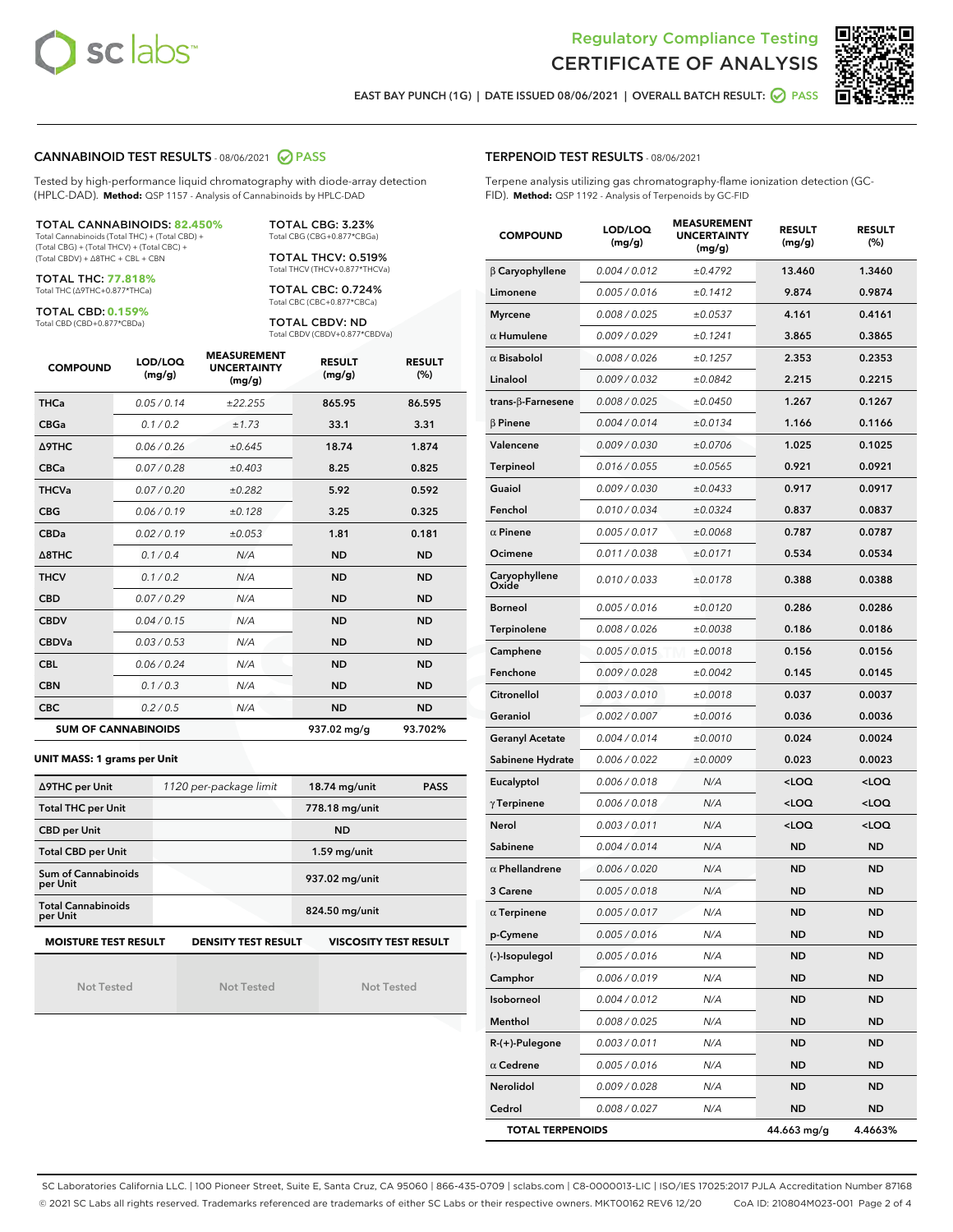# Regulatory Compliance Testing
# CERTIFICATE OF ANALYSIS

EAST BAY PUNCH (1G) | DATE ISSUED 08/06/2021 | OVERALL BATCH RESULT: PASS

## CANNABINOID TEST RESULTS - 08/06/2021 PASS

Tested by high-performance liquid chromatography with diode-array detection (HPLC-DAD). **Method:** QSP 1157 - Analysis of Cannabinoids by HPLC-DAD

**TOTAL CANNABINOIDS: 82.450%**
Total Cannabinoids (Total THC) + (Total CBD) + (Total CBG) + (Total THCV) + (Total CBC) + (Total CBDV) + Δ8THC + CBL + CBN

**TOTAL THC: 77.818%**
Total THC (Δ9THC+0.877*THCa)

**TOTAL CBD: 0.159%**
Total CBD (CBD+0.877*CBDa)

**TOTAL CBG: 3.23%**
Total CBG (CBG+0.877*CBGa)

**TOTAL THCV: 0.519%**
Total THCV (THCV+0.877*THCVa)

**TOTAL CBC: 0.724%**
Total CBC (CBC+0.877*CBCa)

**TOTAL CBDV: ND**
Total CBDV (CBDV+0.877*CBDVa)

| COMPOUND | LOD/LOQ (mg/g) | MEASUREMENT UNCERTAINTY (mg/g) | RESULT (mg/g) | RESULT (%) |
|---|---|---|---|---|
| THCa | 0.05 / 0.14 | ±22.255 | 865.95 | 86.595 |
| CBGa | 0.1 / 0.2 | ±1.73 | 33.1 | 3.31 |
| Δ9THC | 0.06 / 0.26 | ±0.645 | 18.74 | 1.874 |
| CBCa | 0.07 / 0.28 | ±0.403 | 8.25 | 0.825 |
| THCVa | 0.07 / 0.20 | ±0.282 | 5.92 | 0.592 |
| CBG | 0.06 / 0.19 | ±0.128 | 3.25 | 0.325 |
| CBDa | 0.02 / 0.19 | ±0.053 | 1.81 | 0.181 |
| Δ8THC | 0.1 / 0.4 | N/A | ND | ND |
| THCV | 0.1 / 0.2 | N/A | ND | ND |
| CBD | 0.07 / 0.29 | N/A | ND | ND |
| CBDV | 0.04 / 0.15 | N/A | ND | ND |
| CBDVa | 0.03 / 0.53 | N/A | ND | ND |
| CBL | 0.06 / 0.24 | N/A | ND | ND |
| CBN | 0.1 / 0.3 | N/A | ND | ND |
| CBC | 0.2 / 0.5 | N/A | ND | ND |
| **SUM OF CANNABINOIDS** | | | 937.02 mg/g | 93.702% |

**UNIT MASS: 1 grams per Unit**

| | | | |
|---|---|---|---|
| Δ9THC per Unit | 1120 per-package limit | 18.74 mg/unit | PASS |
| Total THC per Unit | | 778.18 mg/unit | |
| CBD per Unit | | ND | |
| Total CBD per Unit | | 1.59 mg/unit | |
| Sum of Cannabinoids per Unit | | 937.02 mg/unit | |
| Total Cannabinoids per Unit | | 824.50 mg/unit | |

| MOISTURE TEST RESULT | DENSITY TEST RESULT | VISCOSITY TEST RESULT |
|---|---|---|
| Not Tested | Not Tested | Not Tested |

## TERPENOID TEST RESULTS - 08/06/2021

Terpene analysis utilizing gas chromatography-flame ionization detection (GC-FID). **Method:** QSP 1192 - Analysis of Terpenoids by GC-FID

| COMPOUND | LOD/LOQ (mg/g) | MEASUREMENT UNCERTAINTY (mg/g) | RESULT (mg/g) | RESULT (%) |
|---|---|---|---|---|
| β Caryophyllene | 0.004 / 0.012 | ±0.4792 | 13.460 | 1.3460 |
| Limonene | 0.005 / 0.016 | ±0.1412 | 9.874 | 0.9874 |
| Myrcene | 0.008 / 0.025 | ±0.0537 | 4.161 | 0.4161 |
| α Humulene | 0.009 / 0.029 | ±0.1241 | 3.865 | 0.3865 |
| α Bisabolol | 0.008 / 0.026 | ±0.1257 | 2.353 | 0.2353 |
| Linalool | 0.009 / 0.032 | ±0.0842 | 2.215 | 0.2215 |
| trans-β-Farnesene | 0.008 / 0.025 | ±0.0450 | 1.267 | 0.1267 |
| β Pinene | 0.004 / 0.014 | ±0.0134 | 1.166 | 0.1166 |
| Valencene | 0.009 / 0.030 | ±0.0706 | 1.025 | 0.1025 |
| Terpineol | 0.016 / 0.055 | ±0.0565 | 0.921 | 0.0921 |
| Guaiol | 0.009 / 0.030 | ±0.0433 | 0.917 | 0.0917 |
| Fenchol | 0.010 / 0.034 | ±0.0324 | 0.837 | 0.0837 |
| α Pinene | 0.005 / 0.017 | ±0.0068 | 0.787 | 0.0787 |
| Ocimene | 0.011 / 0.038 | ±0.0171 | 0.534 | 0.0534 |
| Caryophyllene Oxide | 0.010 / 0.033 | ±0.0178 | 0.388 | 0.0388 |
| Borneol | 0.005 / 0.016 | ±0.0120 | 0.286 | 0.0286 |
| Terpinolene | 0.008 / 0.026 | ±0.0038 | 0.186 | 0.0186 |
| Camphene | 0.005 / 0.015 | ±0.0018 | 0.156 | 0.0156 |
| Fenchone | 0.009 / 0.028 | ±0.0042 | 0.145 | 0.0145 |
| Citronellol | 0.003 / 0.010 | ±0.0018 | 0.037 | 0.0037 |
| Geraniol | 0.002 / 0.007 | ±0.0016 | 0.036 | 0.0036 |
| Geranyl Acetate | 0.004 / 0.014 | ±0.0010 | 0.024 | 0.0024 |
| Sabinene Hydrate | 0.006 / 0.022 | ±0.0009 | 0.023 | 0.0023 |
| Eucalyptol | 0.006 / 0.018 | N/A | <LOQ | <LOQ |
| γ Terpinene | 0.006 / 0.018 | N/A | <LOQ | <LOQ |
| Nerol | 0.003 / 0.011 | N/A | <LOQ | <LOQ |
| Sabinene | 0.004 / 0.014 | N/A | ND | ND |
| α Phellandrene | 0.006 / 0.020 | N/A | ND | ND |
| 3 Carene | 0.005 / 0.018 | N/A | ND | ND |
| α Terpinene | 0.005 / 0.017 | N/A | ND | ND |
| p-Cymene | 0.005 / 0.016 | N/A | ND | ND |
| (-)-Isopulegol | 0.005 / 0.016 | N/A | ND | ND |
| Camphor | 0.006 / 0.019 | N/A | ND | ND |
| Isoborneol | 0.004 / 0.012 | N/A | ND | ND |
| Menthol | 0.008 / 0.025 | N/A | ND | ND |
| R-(+)-Pulegone | 0.003 / 0.011 | N/A | ND | ND |
| α Cedrene | 0.005 / 0.016 | N/A | ND | ND |
| Nerolidol | 0.009 / 0.028 | N/A | ND | ND |
| Cedrol | 0.008 / 0.027 | N/A | ND | ND |
| **TOTAL TERPENOIDS** | | | 44.663 mg/g | 4.4663% |

SC Laboratories California LLC. | 100 Pioneer Street, Suite E, Santa Cruz, CA 95060 | 866-435-0709 | sclabs.com | C8-0000013-LIC | ISO/IES 17025:2017 PJLA Accreditation Number 87168
© 2021 SC Labs all rights reserved. Trademarks referenced are trademarks of either SC Labs or their respective owners. MKT00162 REV6 12/20 CoA ID: 210804M023-001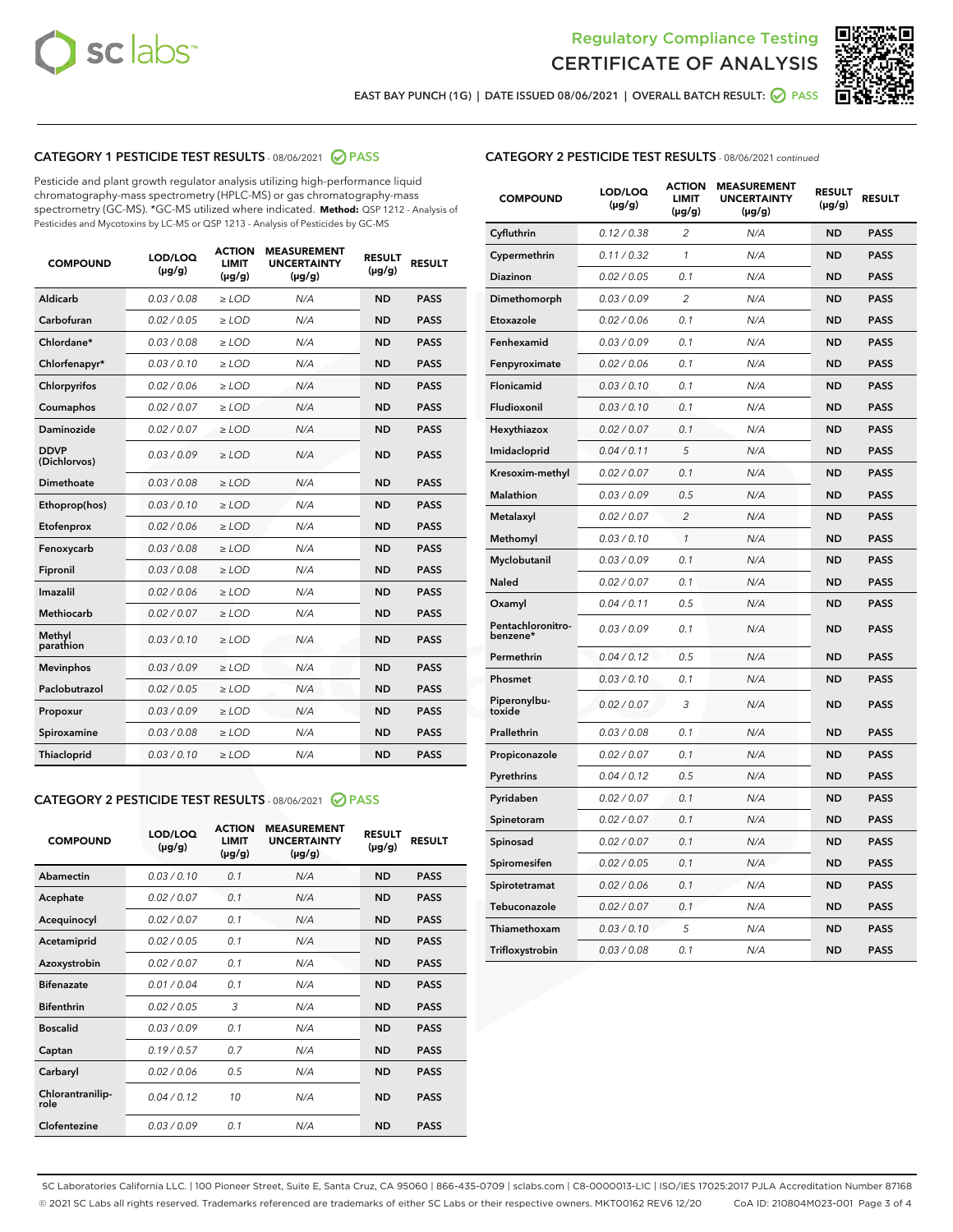Regulatory Compliance Testing

CERTIFICATE OF ANALYSIS

EAST BAY PUNCH (1G) | DATE ISSUED 08/06/2021 | OVERALL BATCH RESULT: PASS

## CATEGORY 1 PESTICIDE TEST RESULTS - 08/06/2021 PASS

Pesticide and plant growth regulator analysis utilizing high-performance liquid chromatography-mass spectrometry (HPLC-MS) or gas chromatography-mass spectrometry (GC-MS). *GC-MS utilized where indicated. **Method:** QSP 1212 - Analysis of Pesticides and Mycotoxins by LC-MS or QSP 1213 - Analysis of Pesticides by GC-MS

| COMPOUND | LOD/LOQ (µg/g) | ACTION LIMIT (µg/g) | MEASUREMENT UNCERTAINTY (µg/g) | RESULT (µg/g) | RESULT |
|---|---|---|---|---|---|
| Aldicarb | 0.03 / 0.08 | ≥ LOD | N/A | ND | PASS |
| Carbofuran | 0.02 / 0.05 | ≥ LOD | N/A | ND | PASS |
| Chlordane* | 0.03 / 0.08 | ≥ LOD | N/A | ND | PASS |
| Chlorfenapyr* | 0.03 / 0.10 | ≥ LOD | N/A | ND | PASS |
| Chlorpyrifos | 0.02 / 0.06 | ≥ LOD | N/A | ND | PASS |
| Coumaphos | 0.02 / 0.07 | ≥ LOD | N/A | ND | PASS |
| Daminozide | 0.02 / 0.07 | ≥ LOD | N/A | ND | PASS |
| DDVP (Dichlorvos) | 0.03 / 0.09 | ≥ LOD | N/A | ND | PASS |
| Dimethoate | 0.03 / 0.08 | ≥ LOD | N/A | ND | PASS |
| Ethoprop(hos) | 0.03 / 0.10 | ≥ LOD | N/A | ND | PASS |
| Etofenprox | 0.02 / 0.06 | ≥ LOD | N/A | ND | PASS |
| Fenoxycarb | 0.03 / 0.08 | ≥ LOD | N/A | ND | PASS |
| Fipronil | 0.03 / 0.08 | ≥ LOD | N/A | ND | PASS |
| Imazalil | 0.02 / 0.06 | ≥ LOD | N/A | ND | PASS |
| Methiocarb | 0.02 / 0.07 | ≥ LOD | N/A | ND | PASS |
| Methyl parathion | 0.03 / 0.10 | ≥ LOD | N/A | ND | PASS |
| Mevinphos | 0.03 / 0.09 | ≥ LOD | N/A | ND | PASS |
| Paclobutrazol | 0.02 / 0.05 | ≥ LOD | N/A | ND | PASS |
| Propoxur | 0.03 / 0.09 | ≥ LOD | N/A | ND | PASS |
| Spiroxamine | 0.03 / 0.08 | ≥ LOD | N/A | ND | PASS |
| Thiacloprid | 0.03 / 0.10 | ≥ LOD | N/A | ND | PASS |

## CATEGORY 2 PESTICIDE TEST RESULTS - 08/06/2021 PASS

| COMPOUND | LOD/LOQ (µg/g) | ACTION LIMIT (µg/g) | MEASUREMENT UNCERTAINTY (µg/g) | RESULT (µg/g) | RESULT |
|---|---|---|---|---|---|
| Abamectin | 0.03 / 0.10 | 0.1 | N/A | ND | PASS |
| Acephate | 0.02 / 0.07 | 0.1 | N/A | ND | PASS |
| Acequinocyl | 0.02 / 0.07 | 0.1 | N/A | ND | PASS |
| Acetamiprid | 0.02 / 0.05 | 0.1 | N/A | ND | PASS |
| Azoxystrobin | 0.02 / 0.07 | 0.1 | N/A | ND | PASS |
| Bifenazate | 0.01 / 0.04 | 0.1 | N/A | ND | PASS |
| Bifenthrin | 0.02 / 0.05 | 3 | N/A | ND | PASS |
| Boscalid | 0.03 / 0.09 | 0.1 | N/A | ND | PASS |
| Captan | 0.19 / 0.57 | 0.7 | N/A | ND | PASS |
| Carbaryl | 0.02 / 0.06 | 0.5 | N/A | ND | PASS |
| Chlorantraniliprole | 0.04 / 0.12 | 10 | N/A | ND | PASS |
| Clofentezine | 0.03 / 0.09 | 0.1 | N/A | ND | PASS |
| Cyfluthrin | 0.12 / 0.38 | 2 | N/A | ND | PASS |
| Cypermethrin | 0.11 / 0.32 | 1 | N/A | ND | PASS |
| Diazinon | 0.02 / 0.05 | 0.1 | N/A | ND | PASS |
| Dimethomorph | 0.03 / 0.09 | 2 | N/A | ND | PASS |
| Etoxazole | 0.02 / 0.06 | 0.1 | N/A | ND | PASS |
| Fenhexamid | 0.03 / 0.09 | 0.1 | N/A | ND | PASS |
| Fenpyroximate | 0.02 / 0.06 | 0.1 | N/A | ND | PASS |
| Flonicamid | 0.03 / 0.10 | 0.1 | N/A | ND | PASS |
| Fludioxonil | 0.03 / 0.10 | 0.1 | N/A | ND | PASS |
| Hexythiazox | 0.02 / 0.07 | 0.1 | N/A | ND | PASS |
| Imidacloprid | 0.04 / 0.11 | 5 | N/A | ND | PASS |
| Kresoxim-methyl | 0.02 / 0.07 | 0.1 | N/A | ND | PASS |
| Malathion | 0.03 / 0.09 | 0.5 | N/A | ND | PASS |
| Metalaxyl | 0.02 / 0.07 | 2 | N/A | ND | PASS |
| Methomyl | 0.03 / 0.10 | 1 | N/A | ND | PASS |
| Myclobutanil | 0.03 / 0.09 | 0.1 | N/A | ND | PASS |
| Naled | 0.02 / 0.07 | 0.1 | N/A | ND | PASS |
| Oxamyl | 0.04 / 0.11 | 0.5 | N/A | ND | PASS |
| Pentachloronitrobenzene* | 0.03 / 0.09 | 0.1 | N/A | ND | PASS |
| Permethrin | 0.04 / 0.12 | 0.5 | N/A | ND | PASS |
| Phosmet | 0.03 / 0.10 | 0.1 | N/A | ND | PASS |
| Piperonylbutoxide | 0.02 / 0.07 | 3 | N/A | ND | PASS |
| Prallethrin | 0.03 / 0.08 | 0.1 | N/A | ND | PASS |
| Propiconazole | 0.02 / 0.07 | 0.1 | N/A | ND | PASS |
| Pyrethrins | 0.04 / 0.12 | 0.5 | N/A | ND | PASS |
| Pyridaben | 0.02 / 0.07 | 0.1 | N/A | ND | PASS |
| Spinetoram | 0.02 / 0.07 | 0.1 | N/A | ND | PASS |
| Spinosad | 0.02 / 0.07 | 0.1 | N/A | ND | PASS |
| Spiromesifen | 0.02 / 0.05 | 0.1 | N/A | ND | PASS |
| Spirotetramat | 0.02 / 0.06 | 0.1 | N/A | ND | PASS |
| Tebuconazole | 0.02 / 0.07 | 0.1 | N/A | ND | PASS |
| Thiamethoxam | 0.03 / 0.10 | 5 | N/A | ND | PASS |
| Trifloxystrobin | 0.03 / 0.08 | 0.1 | N/A | ND | PASS |

SC Laboratories California LLC. | 100 Pioneer Street, Suite E, Santa Cruz, CA 95060 | 866-435-0709 | sclabs.com | C8-0000013-LIC | ISO/IES 17025:2017 PJLA Accreditation Number 87168
© 2021 SC Labs all rights reserved. Trademarks referenced are trademarks of either SC Labs or their respective owners. MKT00162 REV6 12/20 CoA ID: 210804M023-001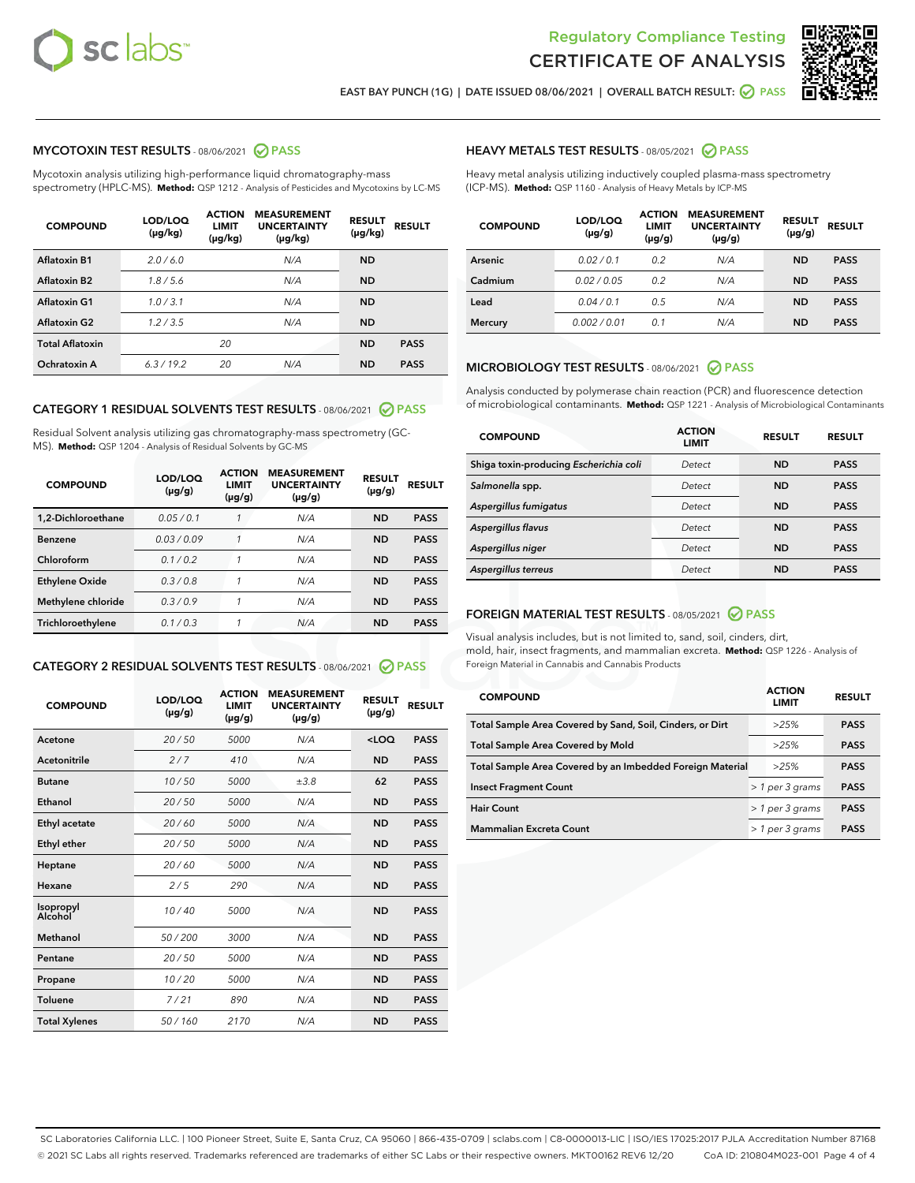Regulatory Compliance Testing

# CERTIFICATE OF ANALYSIS

EAST BAY PUNCH (1G) | DATE ISSUED 08/06/2021 | OVERALL BATCH RESULT: PASS

## MYCOTOXIN TEST RESULTS - 08/06/2021 PASS

Mycotoxin analysis utilizing high-performance liquid chromatography-mass spectrometry (HPLC-MS). **Method:** QSP 1212 - Analysis of Pesticides and Mycotoxins by LC-MS

| COMPOUND | LOD/LOQ (μg/kg) | ACTION LIMIT (μg/kg) | MEASUREMENT UNCERTAINTY (μg/kg) | RESULT (μg/kg) | RESULT |
|---|---|---|---|---|---|
| Aflatoxin B1 | 2.0 / 6.0 | | N/A | ND | |
| Aflatoxin B2 | 1.8 / 5.6 | | N/A | ND | |
| Aflatoxin G1 | 1.0 / 3.1 | | N/A | ND | |
| Aflatoxin G2 | 1.2 / 3.5 | | N/A | ND | |
| Total Aflatoxin | | 20 | | ND | PASS |
| Ochratoxin A | 6.3 / 19.2 | 20 | N/A | ND | PASS |

## CATEGORY 1 RESIDUAL SOLVENTS TEST RESULTS - 08/06/2021 PASS

Residual Solvent analysis utilizing gas chromatography-mass spectrometry (GC-MS). **Method:** QSP 1204 - Analysis of Residual Solvents by GC-MS

| COMPOUND | LOD/LOQ (μg/g) | ACTION LIMIT (μg/g) | MEASUREMENT UNCERTAINTY (μg/g) | RESULT (μg/g) | RESULT |
|---|---|---|---|---|---|
| 1,2-Dichloroethane | 0.05 / 0.1 | 1 | N/A | ND | PASS |
| Benzene | 0.03 / 0.09 | 1 | N/A | ND | PASS |
| Chloroform | 0.1 / 0.2 | 1 | N/A | ND | PASS |
| Ethylene Oxide | 0.3 / 0.8 | 1 | N/A | ND | PASS |
| Methylene chloride | 0.3 / 0.9 | 1 | N/A | ND | PASS |
| Trichloroethylene | 0.1 / 0.3 | 1 | N/A | ND | PASS |

## CATEGORY 2 RESIDUAL SOLVENTS TEST RESULTS - 08/06/2021 PASS

| COMPOUND | LOD/LOQ (μg/g) | ACTION LIMIT (μg/g) | MEASUREMENT UNCERTAINTY (μg/g) | RESULT (μg/g) | RESULT |
|---|---|---|---|---|---|
| Acetone | 20 / 50 | 5000 | N/A | <LOQ | PASS |
| Acetonitrile | 2 / 7 | 410 | N/A | ND | PASS |
| Butane | 10 / 50 | 5000 | ±3.8 | 62 | PASS |
| Ethanol | 20 / 50 | 5000 | N/A | ND | PASS |
| Ethyl acetate | 20 / 60 | 5000 | N/A | ND | PASS |
| Ethyl ether | 20 / 50 | 5000 | N/A | ND | PASS |
| Heptane | 20 / 60 | 5000 | N/A | ND | PASS |
| Hexane | 2 / 5 | 290 | N/A | ND | PASS |
| Isopropyl Alcohol | 10 / 40 | 5000 | N/A | ND | PASS |
| Methanol | 50 / 200 | 3000 | N/A | ND | PASS |
| Pentane | 20 / 50 | 5000 | N/A | ND | PASS |
| Propane | 10 / 20 | 5000 | N/A | ND | PASS |
| Toluene | 7 / 21 | 890 | N/A | ND | PASS |
| Total Xylenes | 50 / 160 | 2170 | N/A | ND | PASS |

## HEAVY METALS TEST RESULTS - 08/05/2021 PASS

Heavy metal analysis utilizing inductively coupled plasma-mass spectrometry (ICP-MS). **Method:** QSP 1160 - Analysis of Heavy Metals by ICP-MS

| COMPOUND | LOD/LOQ (μg/g) | ACTION LIMIT (μg/g) | MEASUREMENT UNCERTAINTY (μg/g) | RESULT (μg/g) | RESULT |
|---|---|---|---|---|---|
| Arsenic | 0.02 / 0.1 | 0.2 | N/A | ND | PASS |
| Cadmium | 0.02 / 0.05 | 0.2 | N/A | ND | PASS |
| Lead | 0.04 / 0.1 | 0.5 | N/A | ND | PASS |
| Mercury | 0.002 / 0.01 | 0.1 | N/A | ND | PASS |

## MICROBIOLOGY TEST RESULTS - 08/06/2021 PASS

Analysis conducted by polymerase chain reaction (PCR) and fluorescence detection of microbiological contaminants. **Method:** QSP 1221 - Analysis of Microbiological Contaminants

| COMPOUND | ACTION LIMIT | RESULT | RESULT |
|---|---|---|---|
| Shiga toxin-producing *Escherichia coli* | Detect | ND | PASS |
| *Salmonella* spp. | Detect | ND | PASS |
| *Aspergillus fumigatus* | Detect | ND | PASS |
| *Aspergillus flavus* | Detect | ND | PASS |
| *Aspergillus niger* | Detect | ND | PASS |
| *Aspergillus terreus* | Detect | ND | PASS |

## FOREIGN MATERIAL TEST RESULTS - 08/05/2021 PASS

Visual analysis includes, but is not limited to, sand, soil, cinders, dirt, mold, hair, insect fragments, and mammalian excreta. **Method:** QSP 1226 - Analysis of Foreign Material in Cannabis and Cannabis Products

| COMPOUND | ACTION LIMIT | RESULT |
|---|---|---|
| Total Sample Area Covered by Sand, Soil, Cinders, or Dirt | >25% | PASS |
| Total Sample Area Covered by Mold | >25% | PASS |
| Total Sample Area Covered by an Imbedded Foreign Material | >25% | PASS |
| Insect Fragment Count | > 1 per 3 grams | PASS |
| Hair Count | > 1 per 3 grams | PASS |
| Mammalian Excreta Count | > 1 per 3 grams | PASS |

SC Laboratories California LLC. | 100 Pioneer Street, Suite E, Santa Cruz, CA 95060 | 866-435-0709 | sclabs.com | C8-0000013-LIC | ISO/IES 17025:2017 PJLA Accreditation Number 87168
© 2021 SC Labs all rights reserved. Trademarks referenced are trademarks of either SC Labs or their respective owners. MKT00162 REV6 12/20 CoA ID: 210804M023-001